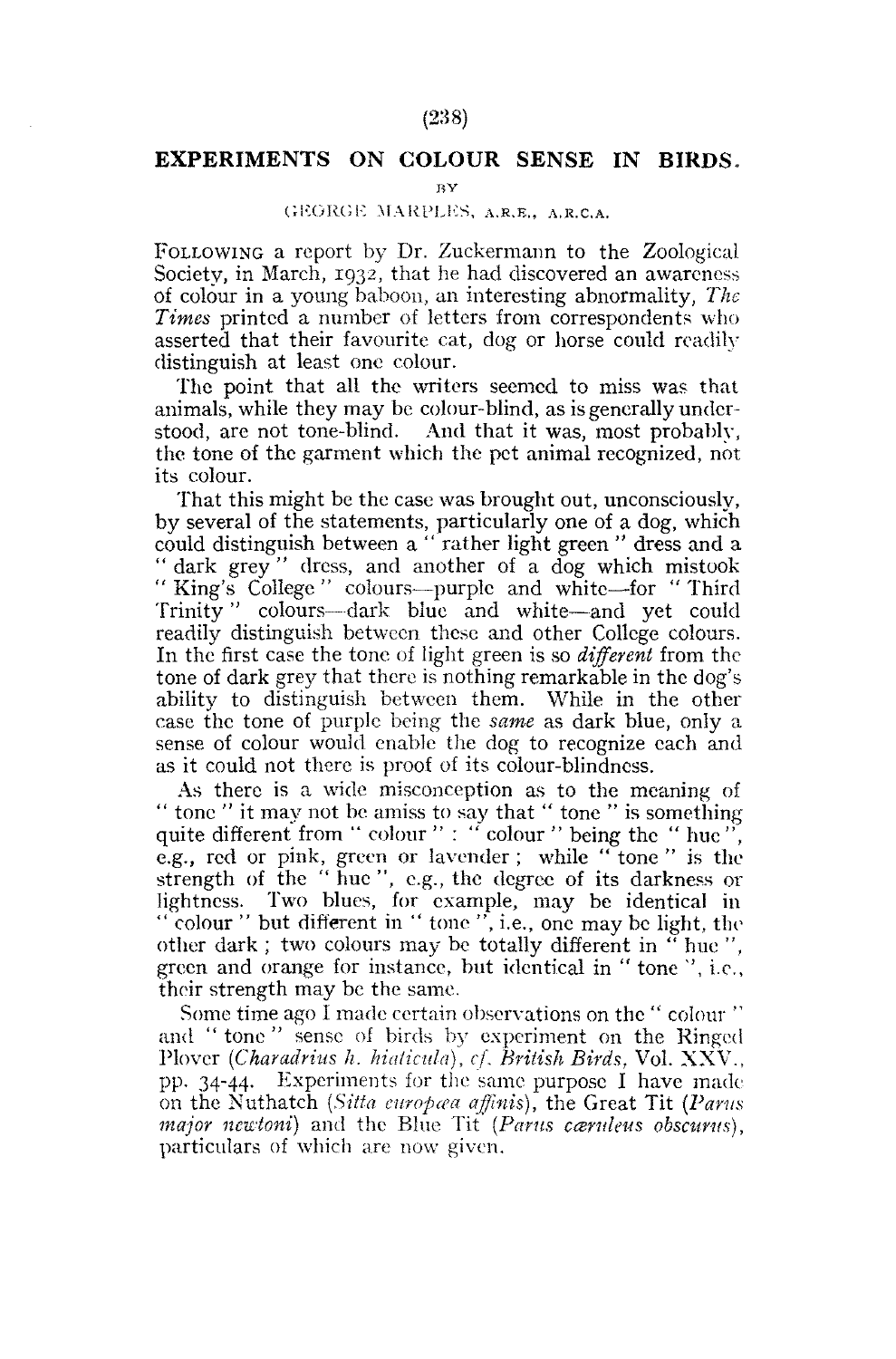# EXPERIMENTS ON COLOUR SENSE IN BIRDS.

BY

GEORGE MARPLES, A.R.E., A.R.C.A.

FOLLOWING a report by Dr. Zuckermann to the Zoological Society, in March, 1932, that he had discovered an awareness of colour in a young baboon, an interesting abnormality, *The Times* printed a number of letters from correspondents who asserted that their favourite cat, dog or horse could readily distinguish at least one colour.

The point that all the writers seemed to miss was that animals, while they may be colour-blind, as is generally understood, are not tone-blind. And that it was, most probably, the tone of the garment which the pet animal recognized, not its colour.

That this might be the case was brought out, unconsciously, by several of the statements, particularly one of a dog, which could distinguish between a "rather light green" dress and a "dark grey" dress, and another of a dog which mistook "King's College" colours—purple and white—for "Third Trinity" colours—dark blue and white—and yet could readily distinguish between these and other College colours. In the first case the tone of light green is so *different* from the tone of dark grey that there is nothing remarkable in the dog's ability to distinguish between them. While in the other case the tone of purple being the *same* as dark blue, only a sense of colour would enable the dog to recognize each and as it could not there is proof of its colour-blindness.

As there is a wide misconception as to the meaning of "tone" it may not be amiss to say that "tone" is something quite different from "colour": "colour" being the "hue", e.g., red or pink, green or lavender; while "tone" is the strength of the "hue", e.g., the degree of its darkness or lightness. Two blues, for example, may be identical in "colour" but different in "tone", i.e., one may be light, the other dark; two colours may be totally different in "hue", green and orange for instance, but identical in "tone", i.e., their strength may be the same.

Some time ago I made certain observations on the "colour" and "tone" sense of birds by experiment on the Ringed Plover (*Charadrius h. hiaticula*), *cf. British Birds*, Vol. XXV., pp. 34-44. Experiments for the same purpose I have made on the Nuthatch (*Sitta europæa affinis*), the Great Tit (*Parus major newtoni*) and the Blue Tit (*Parus cæruleus obscurus*), particulars of which are now given.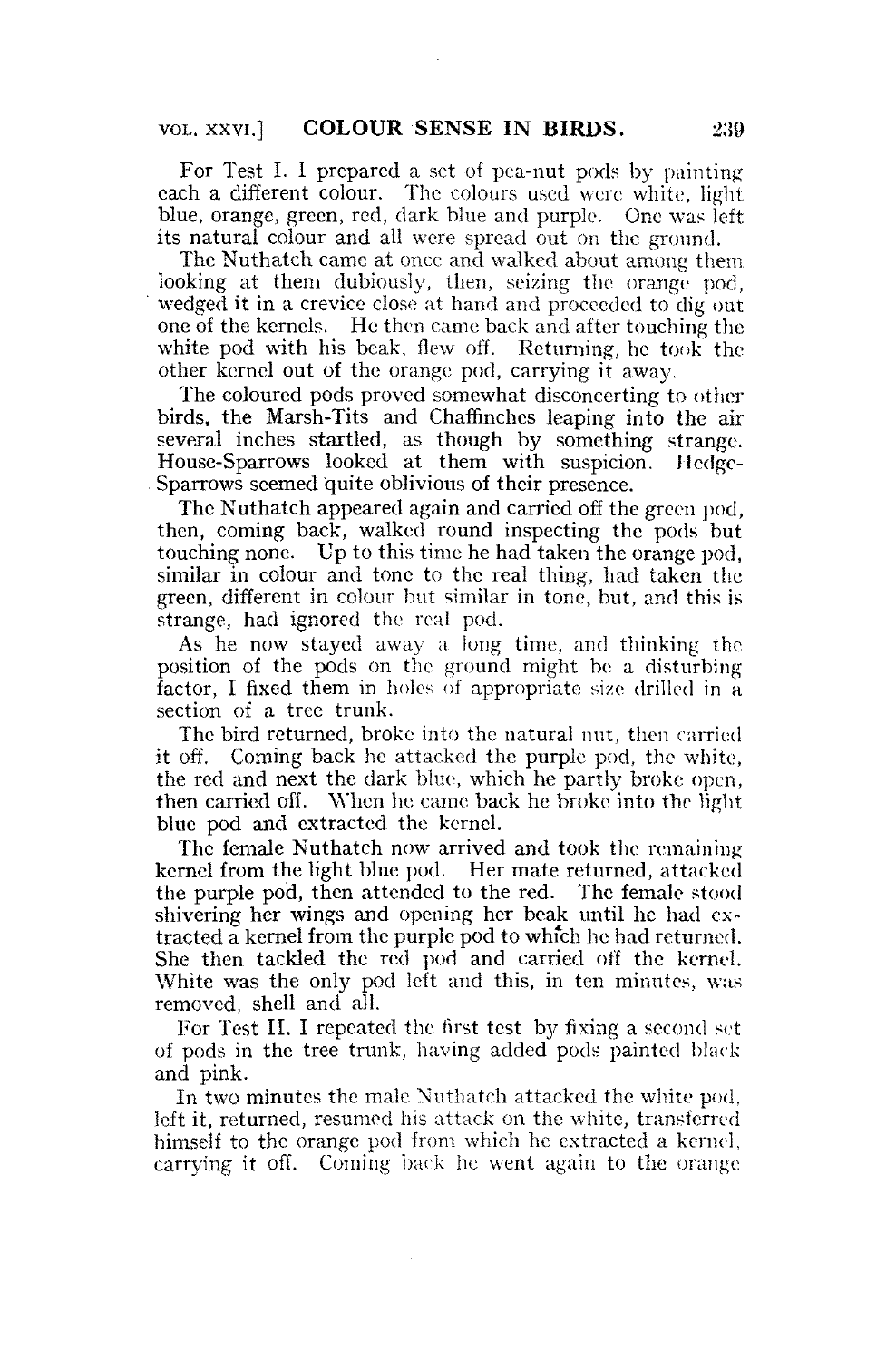For Test I. I prepared a set of pea-nut pods by painting each a different colour. The colours used were white, light blue, orange, green, red, dark blue and purple. One was left its natural colour and all were spread out on the ground.

The Nuthatch came at once and walked about among them looking at them dubiously, then, seizing the orange pod, wedged it in a crevice close at hand and proceeded to dig out one of the kernels. He then came back and after touching the white pod with his beak, flew off. Returning, he took the other kernel out of the orange pod, carrying it away.

The coloured pods proved somewhat disconcerting to other birds, the Marsh-Tits and Chaffinches leaping into the air several inches startled, as though by something strange. House-Sparrows looked at them with suspicion. Hedge-Sparrows seemed quite oblivious of their presence.

The Nuthatch appeared again and carried off the green pod, then, coming back, walked round inspecting the pods but touching none. Up to this time he had taken the orange pod, similar in colour and tone to the real thing, had taken the green, different in colour but similar in tone, but, and this is strange, had ignored the real pod.

As he now stayed away a long time, and thinking the position of the pods on the ground might be a disturbing factor, I fixed them in holes of appropriate size drilled in a section of a tree trunk.

The bird returned, broke into the natural nut, then carried it off. Coming back he attacked the purple pod, the white, the red and next the dark blue, which he partly broke open, then carried off. When he came back he broke into the light blue pod and extracted the kernel.

The female Nuthatch now arrived and took the remaining kernel from the light blue pod. Her mate returned, attacked the purple pod, then attended to the red. The female stood shivering her wings and opening her beak until he had extracted a kernel from the purple pod to which he had returned. She then tackled the red pod and carried off the kernel. White was the only pod left and this, in ten minutes, was removed, shell and all.

For Test II. I repeated the first test by fixing a second set of pods in the tree trunk, having added pods painted black and pink.

In two minutes the male Nuthatch attacked the white pod, left it, returned, resumed his attack on the white, transferred himself to the orange pod from which he extracted a kernel, carrying it off. Coming back he went again to the orange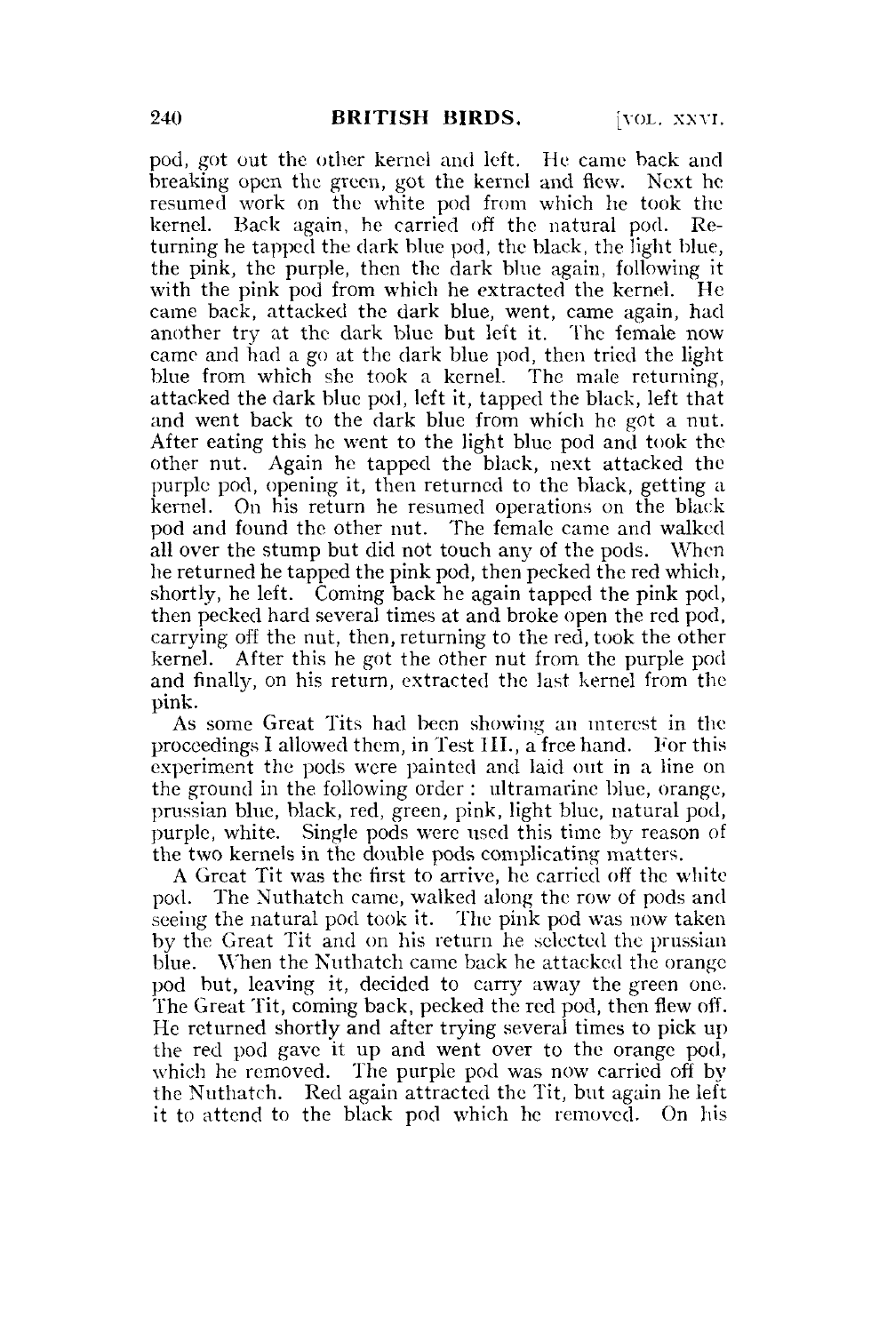pod, got out the other kernel and left. He came back and breaking open the green, got the kernel and flew. Next he resumed work on the white pod from which he took the kernel. Back again, he carried off the natural pod. Returning he tapped the dark blue pod, the black, the light blue, the pink, the purple, then the dark blue again, following it with the pink pod from which he extracted the kernel. He came back, attacked the dark blue, went, came again, had another try at the dark blue but left it. The female now came and had a go at the dark blue pod, then tried the light blue from which she took a kernel. The male returning, attacked the dark blue pod, left it, tapped the black, left that and went back to the dark blue from which he got a nut. After eating this he went to the light blue pod and took the other nut. Again he tapped the black, next attacked the purple pod, opening it, then returned to the black, getting a kernel. On his return he resumed operations on the black pod and found the other nut. The female came and walked all over the stump but did not touch any of the pods. When he returned he tapped the pink pod, then pecked the red which, shortly, he left. Coming back he again tapped the pink pod, then pecked hard several times at and broke open the red pod, carrying off the nut, then, returning to the red, took the other kernel. After this he got the other nut from the purple pod and finally, on his return, extracted the last kernel from the pink.

As some Great Tits had been showing an interest in the proceedings I allowed them, in Test III., a free hand. For this experiment the pods were painted and laid out in a line on the ground in the following order: ultramarine blue, orange, prussian blue, black, red, green, pink, light blue, natural pod, purple, white. Single pods were used this time by reason of the two kernels in the double pods complicating matters.

A Great Tit was the first to arrive, he carried off the white pod. The Nuthatch came, walked along the row of pods and seeing the natural pod took it. The pink pod was now taken by the Great Tit and on his return he selected the prussian blue. When the Nuthatch came back he attacked the orange pod but, leaving it, decided to carry away the green one. The Great Tit, coming back, pecked the red pod, then flew off. He returned shortly and after trying several times to pick up the red pod gave it up and went over to the orange pod, which he removed. The purple pod was now carried off by the Nuthatch. Red again attracted the Tit, but again he left it to attend to the black pod which he removed. On his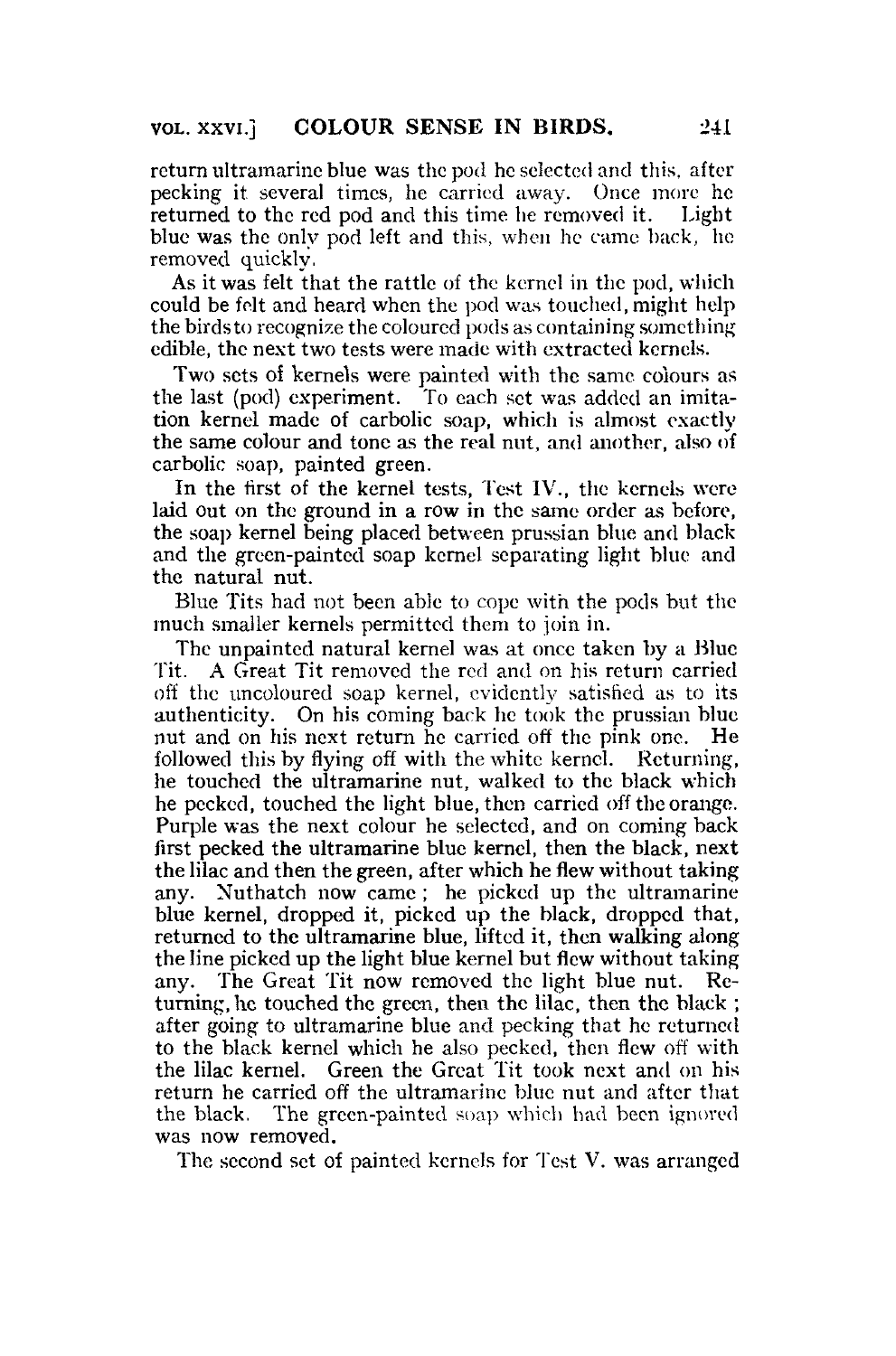return ultramarine blue was the pod he selected and this, after pecking it several times, he carried away. Once more he returned to the red pod and this time he removed it. Light blue was the only pod left and this, when he came back, he removed quickly.

As it was felt that the rattle of the kernel in the pod, which could be felt and heard when the pod was touched, might help the birds to recognize the coloured pods as containing something edible, the next two tests were made with extracted kernels.

Two sets of kernels were painted with the same colours as the last (pod) experiment. To each set was added an imitation kernel made of carbolic soap, which is almost exactly the same colour and tone as the real nut, and another, also of carbolic soap, painted green.

In the first of the kernel tests, Test IV., the kernels were laid out on the ground in a row in the same order as before, the soap kernel being placed between prussian blue and black and the green-painted soap kernel separating light blue and the natural nut.

Blue Tits had not been able to cope with the pods but the much smaller kernels permitted them to join in.

The unpainted natural kernel was at once taken by a Blue Tit. A Great Tit removed the red and on his return carried off the uncoloured soap kernel, evidently satisfied as to its authenticity. On his coming back he took the prussian blue nut and on his next return he carried off the pink one. He followed this by flying off with the white kernel. Returning, he touched the ultramarine nut, walked to the black which he pecked, touched the light blue, then carried off the orange. Purple was the next colour he selected, and on coming back first pecked the ultramarine blue kernel, then the black, next the lilac and then the green, after which he flew without taking any. Nuthatch now came; he picked up the ultramarine blue kernel, dropped it, picked up the black, dropped that, returned to the ultramarine blue, lifted it, then walking along the line picked up the light blue kernel but flew without taking any. The Great Tit now removed the light blue nut. Returning, he touched the green, then the lilac, then the black; after going to ultramarine blue and pecking that he returned to the black kernel which he also pecked, then flew off with the lilac kernel. Green the Great Tit took next and on his return he carried off the ultramarine blue nut and after that the black. The green-painted soap which had been ignored was now removed.

The second set of painted kernels for Test V. was arranged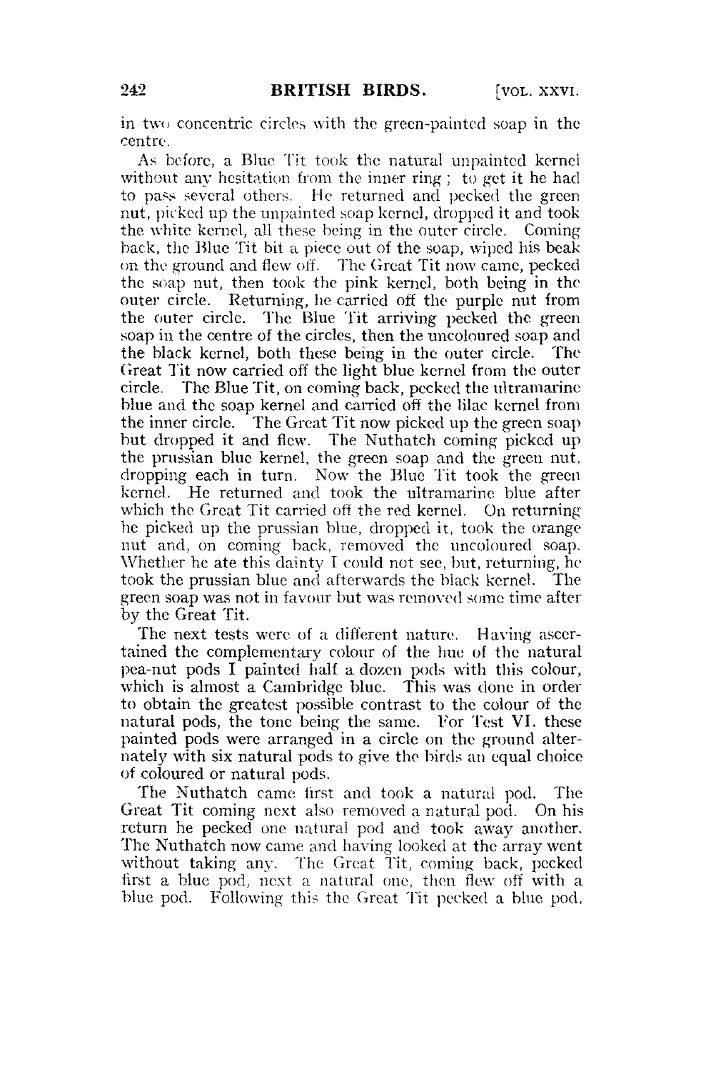in two concentric circles with the green-painted soap in the centre.

As before, a Blue Tit took the natural unpainted kernel without any hesitation from the inner ring; to get it he had to pass several others. He returned and pecked the green nut, picked up the unpainted soap kernel, dropped it and took the white kernel, all these being in the outer circle. Coming back, the Blue Tit bit a piece out of the soap, wiped his beak on the ground and flew off. The Great Tit now came, pecked the soap nut, then took the pink kernel, both being in the outer circle. Returning, he carried off the purple nut from the outer circle. The Blue Tit arriving pecked the green soap in the centre of the circles, then the uncoloured soap and the black kernel, both these being in the outer circle. The Great Tit now carried off the light blue kernel from the outer circle. The Blue Tit, on coming back, pecked the ultramarine blue and the soap kernel and carried off the lilac kernel from the inner circle. The Great Tit now picked up the green soap but dropped it and flew. The Nuthatch coming picked up the prussian blue kernel, the green soap and the green nut, dropping each in turn. Now the Blue Tit took the green kernel. He returned and took the ultramarine blue after which the Great Tit carried off the red kernel. On returning he picked up the prussian blue, dropped it, took the orange nut and, on coming back, removed the uncoloured soap. Whether he ate this dainty I could not see, but, returning, he took the prussian blue and afterwards the black kernel. The green soap was not in favour but was removed some time after by the Great Tit.

The next tests were of a different nature. Having ascertained the complementary colour of the hue of the natural pea-nut pods I painted half a dozen pods with this colour, which is almost a Cambridge blue. This was done in order to obtain the greatest possible contrast to the colour of the natural pods, the tone being the same. For Test VI. these painted pods were arranged in a circle on the ground alternately with six natural pods to give the birds an equal choice of coloured or natural pods.

The Nuthatch came first and took a natural pod. The Great Tit coming next also removed a natural pod. On his return he pecked one natural pod and took away another. The Nuthatch now came and having looked at the array went without taking any. The Great Tit, coming back, pecked first a blue pod, next a natural one, then flew off with a blue pod. Following this the Great Tit pecked a blue pod,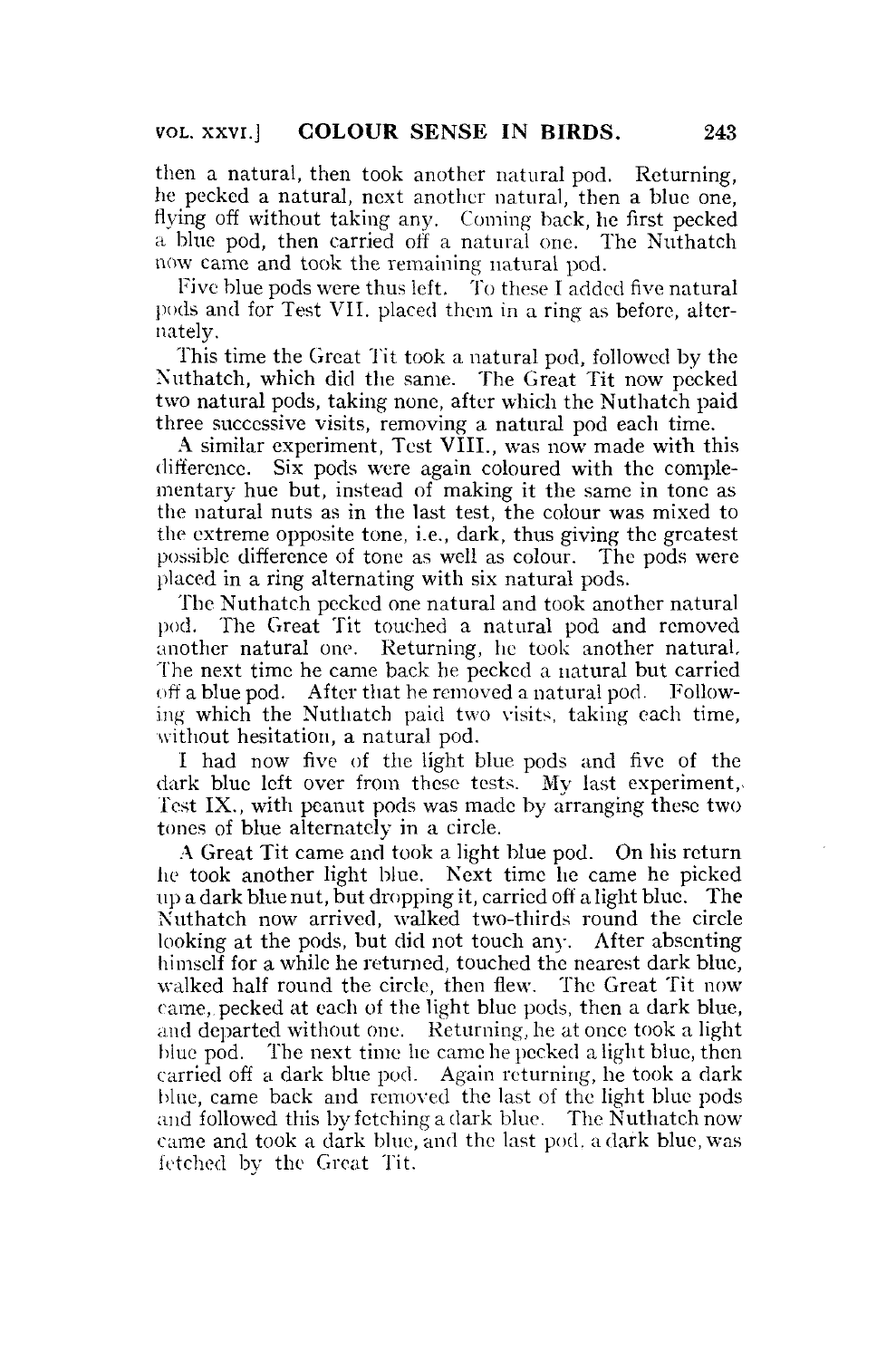then a natural, then took another natural pod. Returning, he pecked a natural, next another natural, then a blue one, flying off without taking any. Coming back, he first pecked a blue pod, then carried off a natural one. The Nuthatch now came and took the remaining natural pod.

Five blue pods were thus left. To these I added five natural pods and for Test VII. placed them in a ring as before, alternately.

This time the Great Tit took a natural pod, followed by the Nuthatch, which did the same. The Great Tit now pecked two natural pods, taking none, after which the Nuthatch paid three successive visits, removing a natural pod each time.

A similar experiment, Test VIII., was now made with this difference. Six pods were again coloured with the complementary hue but, instead of making it the same in tone as the natural nuts as in the last test, the colour was mixed to the extreme opposite tone, i.e., dark, thus giving the greatest possible difference of tone as well as colour. The pods were placed in a ring alternating with six natural pods.

The Nuthatch pecked one natural and took another natural pod. The Great Tit touched a natural pod and removed another natural one. Returning, he took another natural. The next time he came back he pecked a natural but carried off a blue pod. After that he removed a natural pod. Following which the Nuthatch paid two visits, taking each time, without hesitation, a natural pod.

I had now five of the light blue pods and five of the dark blue left over from these tests. My last experiment, Test IX., with peanut pods was made by arranging these two tones of blue alternately in a circle.

A Great Tit came and took a light blue pod. On his return he took another light blue. Next time he came he picked up a dark blue nut, but dropping it, carried off a light blue. The Nuthatch now arrived, walked two-thirds round the circle looking at the pods, but did not touch any. After absenting himself for a while he returned, touched the nearest dark blue, walked half round the circle, then flew. The Great Tit now came, pecked at each of the light blue pods, then a dark blue, and departed without one. Returning, he at once took a light blue pod. The next time he came he pecked a light blue, then carried off a dark blue pod. Again returning, he took a dark blue, came back and removed the last of the light blue pods and followed this by fetching a dark blue. The Nuthatch now came and took a dark blue, and the last pod, a dark blue, was fetched by the Great Tit.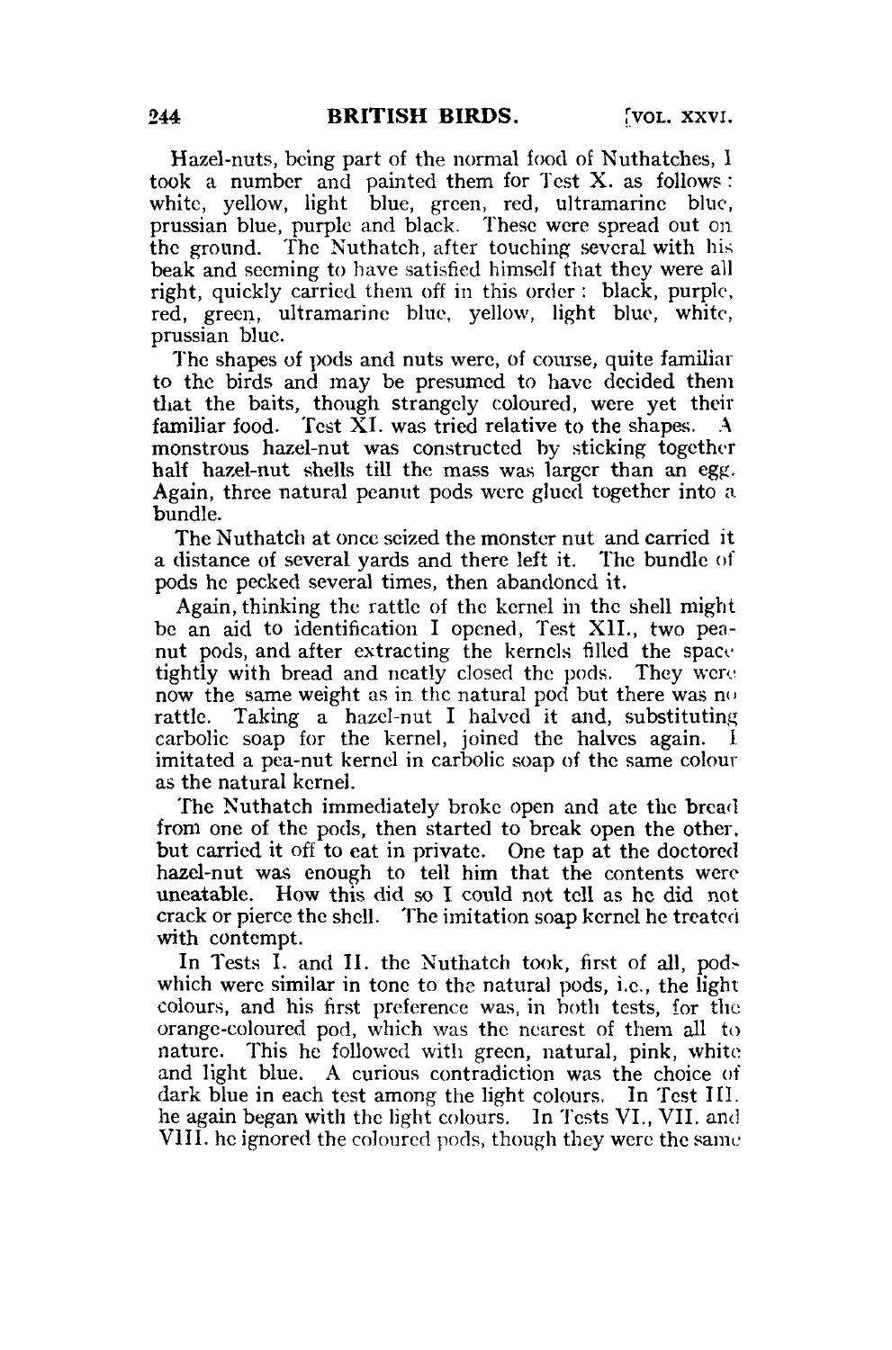Hazel-nuts, being part of the normal food of Nuthatches, I took a number and painted them for Test X. as follows: white, yellow, light blue, green, red, ultramarine blue, prussian blue, purple and black. These were spread out on the ground. The Nuthatch, after touching several with his beak and seeming to have satisfied himself that they were all right, quickly carried them off in this order: black, purple, red, green, ultramarine blue, yellow, light blue, white, prussian blue.

The shapes of pods and nuts were, of course, quite familiar to the birds and may be presumed to have decided them that the baits, though strangely coloured, were yet their familiar food. Test XI. was tried relative to the shapes. A monstrous hazel-nut was constructed by sticking together half hazel-nut shells till the mass was larger than an egg. Again, three natural peanut pods were glued together into a bundle.

The Nuthatch at once seized the monster nut and carried it a distance of several yards and there left it. The bundle of pods he pecked several times, then abandoned it.

Again, thinking the rattle of the kernel in the shell might be an aid to identification I opened, Test XII., two pea-nut pods, and after extracting the kernels filled the space tightly with bread and neatly closed the pods. They were now the same weight as in the natural pod but there was no rattle. Taking a hazel-nut I halved it and, substituting carbolic soap for the kernel, joined the halves again. I imitated a pea-nut kernel in carbolic soap of the same colour as the natural kernel.

The Nuthatch immediately broke open and ate the bread from one of the pods, then started to break open the other, but carried it off to eat in private. One tap at the doctored hazel-nut was enough to tell him that the contents were uneatable. How this did so I could not tell as he did not crack or pierce the shell. The imitation soap kernel he treated with contempt.

In Tests I. and II. the Nuthatch took, first of all, pods which were similar in tone to the natural pods, i.e., the light colours, and his first preference was, in both tests, for the orange-coloured pod, which was the nearest of them all to nature. This he followed with green, natural, pink, white and light blue. A curious contradiction was the choice of dark blue in each test among the light colours. In Test III. he again began with the light colours. In Tests VI., VII. and VIII. he ignored the coloured pods, though they were the same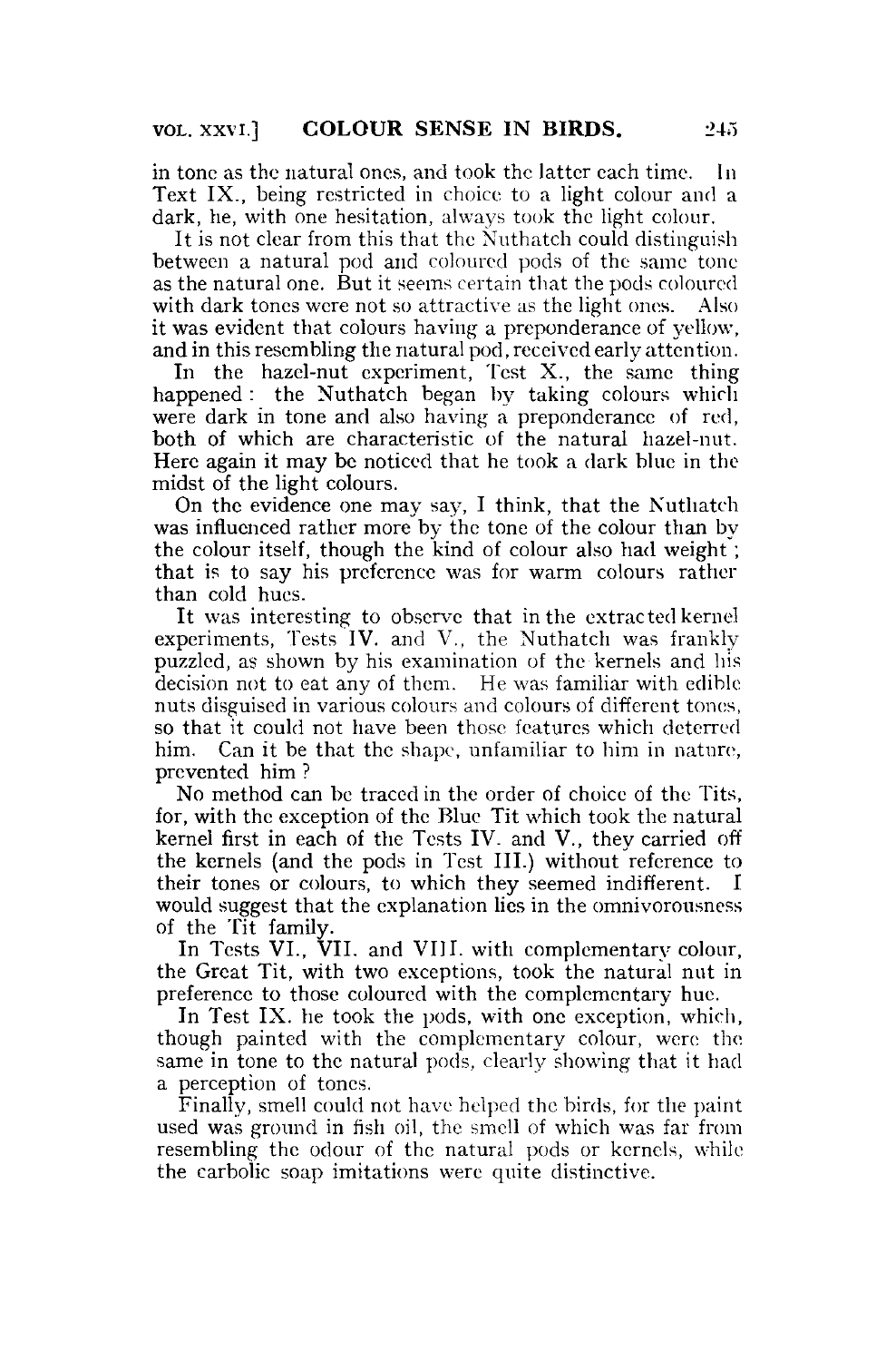in tone as the natural ones, and took the latter each time. In Text IX., being restricted in choice to a light colour and a dark, he, with one hesitation, always took the light colour.

It is not clear from this that the Nuthatch could distinguish between a natural pod and coloured pods of the same tone as the natural one. But it seems certain that the pods coloured with dark tones were not so attractive as the light ones. Also it was evident that colours having a preponderance of yellow, and in this resembling the natural pod, received early attention.

In the hazel-nut experiment, Test X., the same thing happened: the Nuthatch began by taking colours which were dark in tone and also having a preponderance of red, both of which are characteristic of the natural hazel-nut. Here again it may be noticed that he took a dark blue in the midst of the light colours.

On the evidence one may say, I think, that the Nuthatch was influenced rather more by the tone of the colour than by the colour itself, though the kind of colour also had weight; that is to say his preference was for warm colours rather than cold hues.

It was interesting to observe that in the extracted kernel experiments, Tests IV. and V., the Nuthatch was frankly puzzled, as shown by his examination of the kernels and his decision not to eat any of them. He was familiar with edible nuts disguised in various colours and colours of different tones, so that it could not have been those features which deterred him. Can it be that the shape, unfamiliar to him in nature, prevented him?

No method can be traced in the order of choice of the Tits, for, with the exception of the Blue Tit which took the natural kernel first in each of the Tests IV. and V., they carried off the kernels (and the pods in Test III.) without reference to their tones or colours, to which they seemed indifferent. I would suggest that the explanation lies in the omnivorousness of the Tit family.

In Tests VI., VII. and VIII. with complementary colour, the Great Tit, with two exceptions, took the natural nut in preference to those coloured with the complementary hue.

In Test IX. he took the pods, with one exception, which, though painted with the complementary colour, were the same in tone to the natural pods, clearly showing that it had a perception of tones.

Finally, smell could not have helped the birds, for the paint used was ground in fish oil, the smell of which was far from resembling the odour of the natural pods or kernels, while the carbolic soap imitations were quite distinctive.